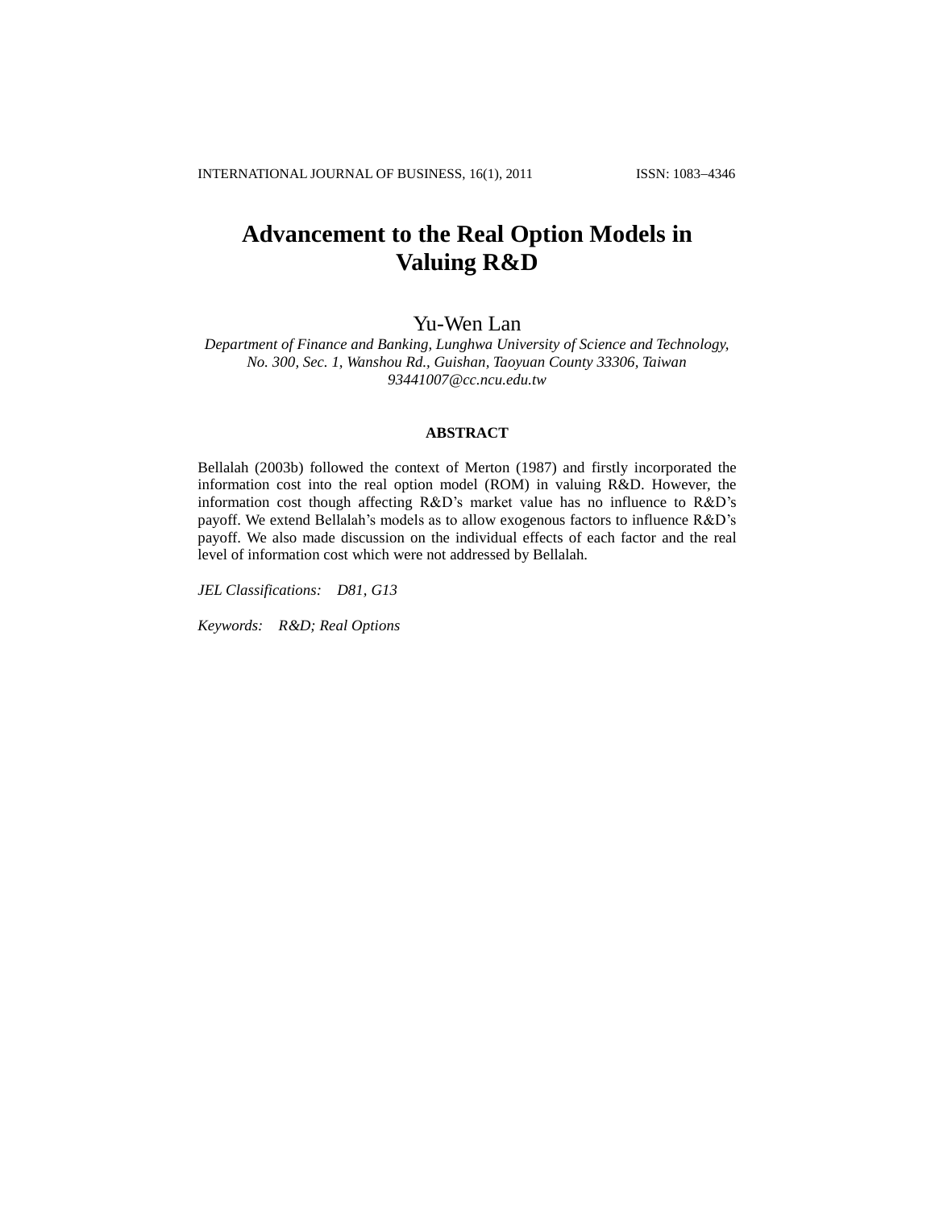# Advancement to the Real Option Models in Valuing R&D

Yu-Wen Lan

*Department of Finance and Banking, Lunghwa University of Science and Technology, No. 300, Sec. 1, Wanshou Rd., Guishan, Taoyuan County 33306, Taiwan*
*93441007@cc.ncu.edu.tw*

## ABSTRACT

Bellalah (2003b) followed the context of Merton (1987) and firstly incorporated the information cost into the real option model (ROM) in valuing R&D. However, the information cost though affecting R&D's market value has no influence to R&D's payoff. We extend Bellalah's models as to allow exogenous factors to influence R&D's payoff. We also made discussion on the individual effects of each factor and the real level of information cost which were not addressed by Bellalah.

*JEL Classifications:* *D81, G13*

*Keywords:* *R&D; Real Options*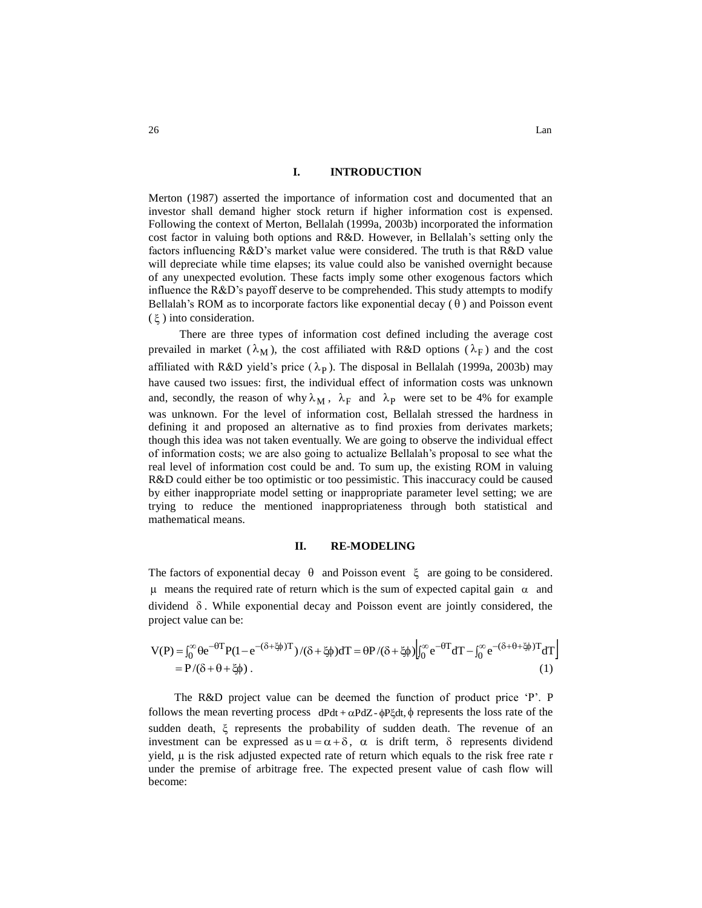## I. INTRODUCTION

Merton (1987) asserted the importance of information cost and documented that an investor shall demand higher stock return if higher information cost is expensed. Following the context of Merton, Bellalah (1999a, 2003b) incorporated the information cost factor in valuing both options and R&D. However, in Bellalah's setting only the factors influencing R&D's market value were considered. The truth is that R&D value will depreciate while time elapses; its value could also be vanished overnight because of any unexpected evolution. These facts imply some other exogenous factors which influence the R&D's payoff deserve to be comprehended. This study attempts to modify Bellalah's ROM as to incorporate factors like exponential decay ($\theta$) and Poisson event ($\xi$) into consideration.

There are three types of information cost defined including the average cost prevailed in market ($\lambda_M$), the cost affiliated with R&D options ($\lambda_F$) and the cost affiliated with R&D yield's price ($\lambda_P$). The disposal in Bellalah (1999a, 2003b) may have caused two issues: first, the individual effect of information costs was unknown and, secondly, the reason of why $\lambda_M$, $\lambda_F$ and $\lambda_P$ were set to be 4% for example was unknown. For the level of information cost, Bellalah stressed the hardness in defining it and proposed an alternative as to find proxies from derivates markets; though this idea was not taken eventually. We are going to observe the individual effect of information costs; we are also going to actualize Bellalah's proposal to see what the real level of information cost could be and. To sum up, the existing ROM in valuing R&D could either be too optimistic or too pessimistic. This inaccuracy could be caused by either inappropriate model setting or inappropriate parameter level setting; we are trying to reduce the mentioned inappropriateness through both statistical and mathematical means.

## II. RE-MODELING

The factors of exponential decay $\theta$ and Poisson event $\xi$ are going to be considered. $\mu$ means the required rate of return which is the sum of expected capital gain $\alpha$ and dividend $\delta$. While exponential decay and Poisson event are jointly considered, the project value can be:

$$V(P) = \int_0^{\infty} \theta e^{-\theta T} P(1 - e^{-(\delta+\xi\phi)T})/(\delta+\xi\phi)dT = \theta P/(\delta+\xi\phi)\left[\int_0^{\infty} e^{-\theta T}dT - \int_0^{\infty} e^{-(\delta+\theta+\xi\phi)T}dT\right]$$
$$= P/(\delta+\theta+\xi\phi)\ . \tag{1}$$

The R&D project value can be deemed the function of product price 'P'. P follows the mean reverting process $dPdt + \alpha PdZ - \phi P\xi dt, \phi$ represents the loss rate of the sudden death, $\xi$ represents the probability of sudden death. The revenue of an investment can be expressed as $u = \alpha + \delta$, $\alpha$ is drift term, $\delta$ represents dividend yield, $\mu$ is the risk adjusted expected rate of return which equals to the risk free rate r under the premise of arbitrage free. The expected present value of cash flow will become: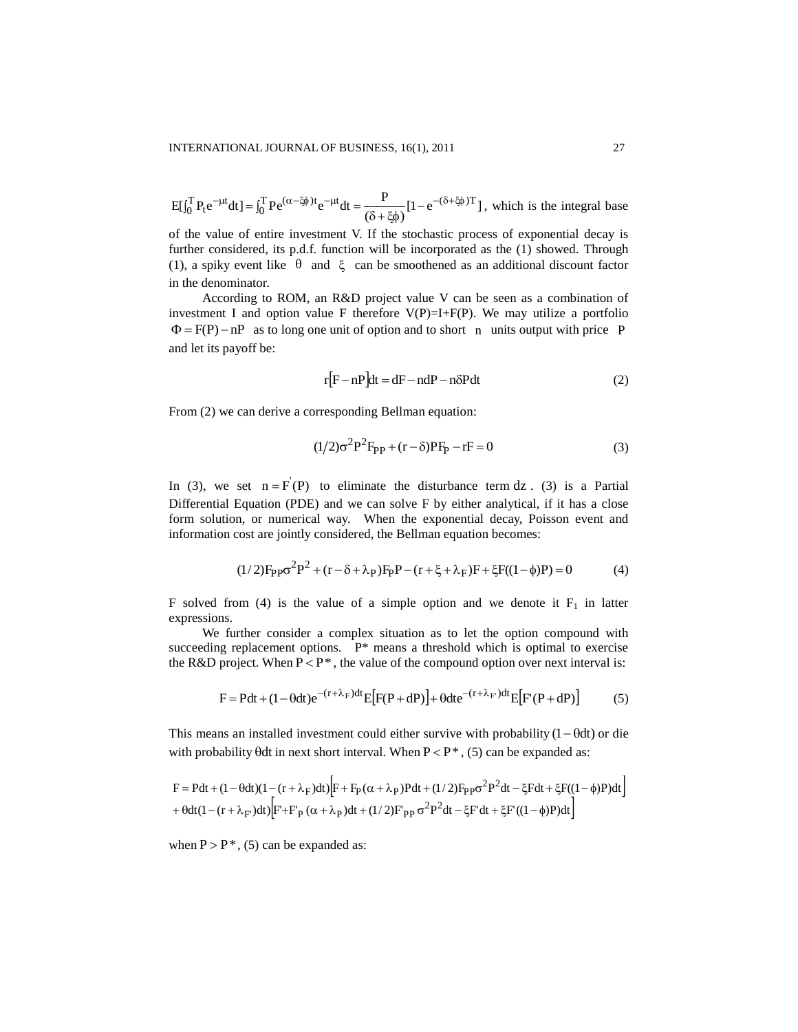$E[\int_0^T P_t e^{-\mu t} dt] = \int_0^T P e^{(\alpha - \xi\phi)t} e^{-\mu t} dt = \frac{P}{(\delta + \xi\phi)}[1 - e^{-(\delta+\xi\phi)T}]$, which is the integral base of the value of entire investment V. If the stochastic process of exponential decay is further considered, its p.d.f. function will be incorporated as the (1) showed. Through (1), a spiky event like $\theta$ and $\xi$ can be smoothened as an additional discount factor in the denominator.

According to ROM, an R&D project value V can be seen as a combination of investment I and option value F therefore V(P)=I+F(P). We may utilize a portfolio $\Phi = F(P) - nP$ as to long one unit of option and to short $n$ units output with price $P$ and let its payoff be:

$$r[F - nP]dt = dF - ndP - n\delta P dt \tag{2}$$

From (2) we can derive a corresponding Bellman equation:

$$(1/2)\sigma^2 P^2 F_{PP} + (r - \delta) P F_P - rF = 0 \tag{3}$$

In (3), we set $n = F'(P)$ to eliminate the disturbance term $dz$. (3) is a Partial Differential Equation (PDE) and we can solve F by either analytical, if it has a close form solution, or numerical way. When the exponential decay, Poisson event and information cost are jointly considered, the Bellman equation becomes:

$$(1/2)F_{PP}\sigma^2 P^2 + (r - \delta + \lambda_P)F_P P - (r + \xi + \lambda_F)F + \xi F((1-\phi)P) = 0 \tag{4}$$

F solved from (4) is the value of a simple option and we denote it $F_1$ in latter expressions.

We further consider a complex situation as to let the option compound with succeeding replacement options. P* means a threshold which is optimal to exercise the R&D project. When $P < P^*$, the value of the compound option over next interval is:

$$F = Pdt + (1 - \theta dt)e^{-(r+\lambda_F)dt} E[F(P + dP)] + \theta dt e^{-(r+\lambda_{F'})dt} E[F'(P + dP)] \tag{5}$$

This means an installed investment could either survive with probability $(1 - \theta dt)$ or die with probability $\theta dt$ in next short interval. When $P < P^*$, (5) can be expanded as:

$$\begin{aligned}F = {} & Pdt + (1-\theta dt)(1-(r+\lambda_F)dt)\left[F + F_P(\alpha + \lambda_P)Pdt + (1/2)F_{PP}\sigma^2 P^2 dt - \xi F dt + \xi F((1-\phi)P)dt\right] \\ & + \theta dt(1-(r+\lambda_{F'})dt)\left[F' + F'_P(\alpha + \lambda_P)dt + (1/2)F'_{PP}\sigma^2 P^2 dt - \xi F' dt + \xi F'((1-\phi)P)dt\right]\end{aligned}$$

when $P > P^*$, (5) can be expanded as: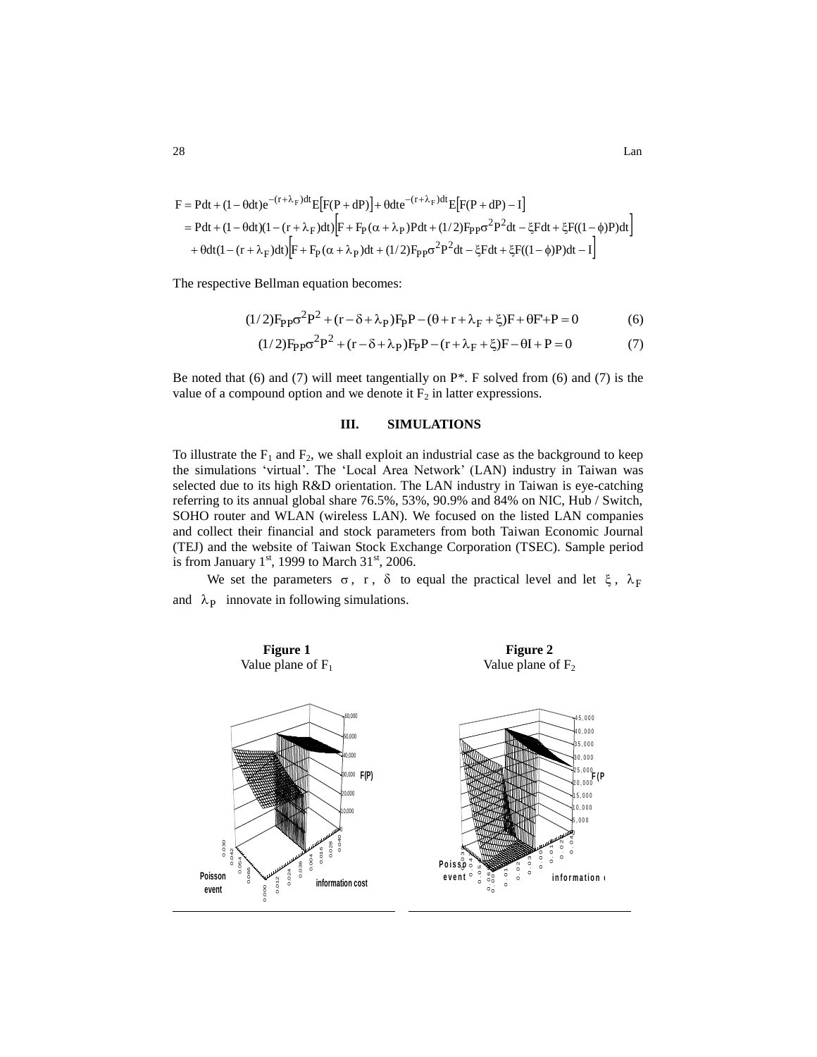$$
\begin{aligned}
F &= Pdt + (1-\theta dt)e^{-(r+\lambda_F)dt}E\left[F(P+dP)\right] + \theta dt e^{-(r+\lambda_F)dt}E\left[F(P+dP) - I\right] \\
&= Pdt + (1-\theta dt)(1-(r+\lambda_F)dt)\left[F + F_P(\alpha+\lambda_P)Pdt + (1/2)F_{PP}\sigma^2P^2dt - \xi Fdt + \xi F((1-\phi)P)dt\right] \\
&\quad + \theta dt(1-(r+\lambda_F)dt)\left[F + F_P(\alpha+\lambda_P)dt + (1/2)F_{PP}\sigma^2P^2dt - \xi Fdt + \xi F((1-\phi)P)dt - I\right]
\end{aligned}
$$

The respective Bellman equation becomes:

$$
(1/2)F_{PP}\sigma^2P^2 + (r-\delta+\lambda_P)F_PP - (\theta+r+\lambda_F+\xi)F + \theta F' + P = 0 \tag{6}
$$

$$
(1/2)F_{PP}\sigma^2P^2 + (r-\delta+\lambda_P)F_PP - (r+\lambda_F+\xi)F - \theta I + P = 0 \tag{7}
$$

Be noted that (6) and (7) will meet tangentially on P*. F solved from (6) and (7) is the value of a compound option and we denote it $F_2$ in latter expressions.

## III. SIMULATIONS

To illustrate the $F_1$ and $F_2$, we shall exploit an industrial case as the background to keep the simulations 'virtual'. The 'Local Area Network' (LAN) industry in Taiwan was selected due to its high R&D orientation. The LAN industry in Taiwan is eye-catching referring to its annual global share 76.5%, 53%, 90.9% and 84% on NIC, Hub / Switch, SOHO router and WLAN (wireless LAN). We focused on the listed LAN companies and collect their financial and stock parameters from both Taiwan Economic Journal (TEJ) and the website of Taiwan Stock Exchange Corporation (TSEC). Sample period is from January 1st, 1999 to March 31st, 2006.

We set the parameters $\sigma$, $r$, $\delta$ to equal the practical level and let $\xi$, $\lambda_F$ and $\lambda_P$ innovate in following simulations.

**Figure 1**
Value plane of $F_1$

**Figure 2**
Value plane of $F_2$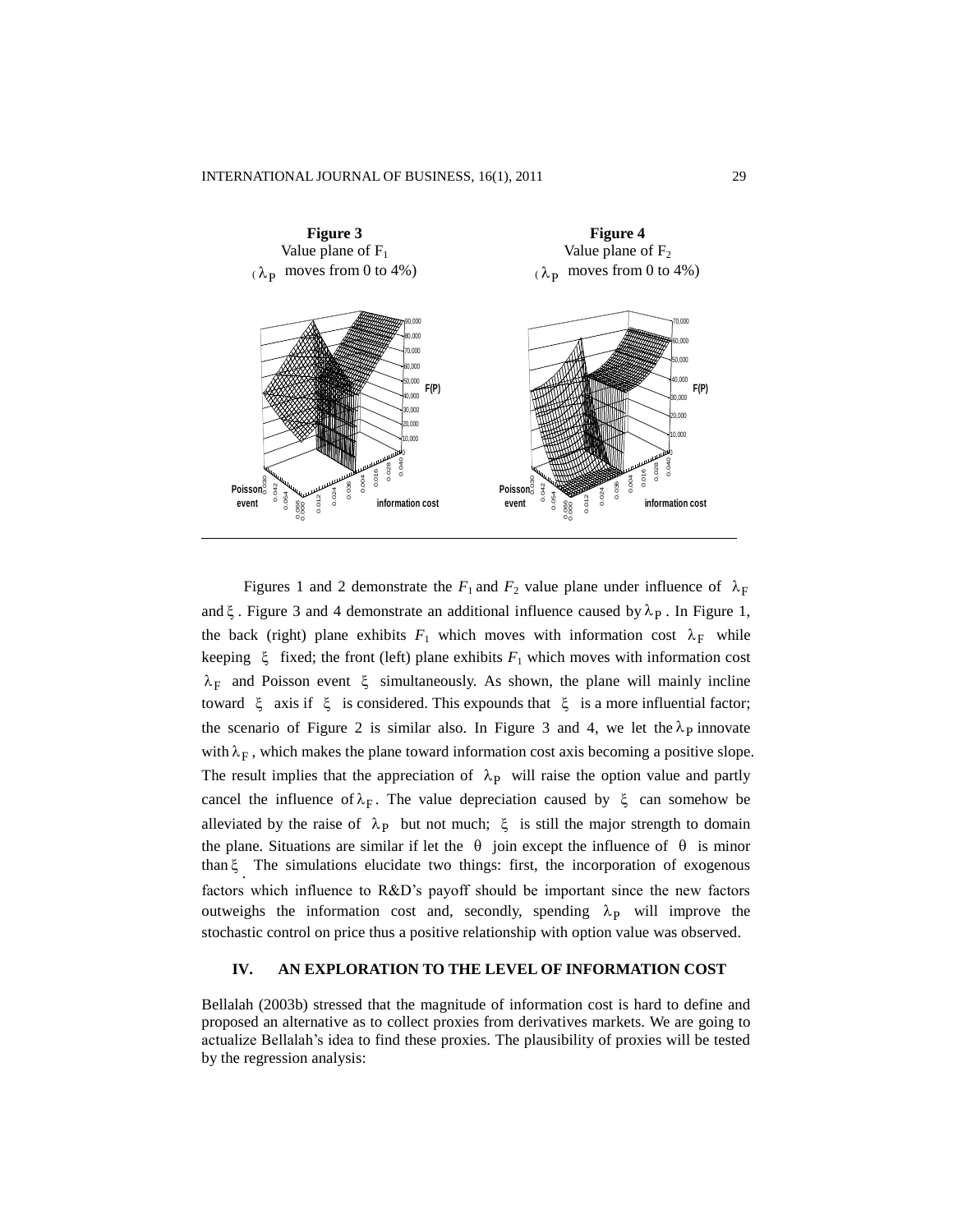**Figure 3**
Value plane of $F_1$
($\lambda_P$ moves from 0 to 4%)

**Figure 4**
Value plane of $F_2$
($\lambda_P$ moves from 0 to 4%)

Figures 1 and 2 demonstrate the $F_1$ and $F_2$ value plane under influence of $\lambda_F$ and $\xi$. Figure 3 and 4 demonstrate an additional influence caused by $\lambda_P$. In Figure 1, the back (right) plane exhibits $F_1$ which moves with information cost $\lambda_F$ while keeping $\xi$ fixed; the front (left) plane exhibits $F_1$ which moves with information cost $\lambda_F$ and Poisson event $\xi$ simultaneously. As shown, the plane will mainly incline toward $\xi$ axis if $\xi$ is considered. This expounds that $\xi$ is a more influential factor; the scenario of Figure 2 is similar also. In Figure 3 and 4, we let the $\lambda_P$ innovate with $\lambda_F$, which makes the plane toward information cost axis becoming a positive slope. The result implies that the appreciation of $\lambda_P$ will raise the option value and partly cancel the influence of $\lambda_F$. The value depreciation caused by $\xi$ can somehow be alleviated by the raise of $\lambda_P$ but not much; $\xi$ is still the major strength to domain the plane. Situations are similar if let the $\theta$ join except the influence of $\theta$ is minor than $\xi$. The simulations elucidate two things: first, the incorporation of exogenous factors which influence to R&D's payoff should be important since the new factors outweighs the information cost and, secondly, spending $\lambda_P$ will improve the stochastic control on price thus a positive relationship with option value was observed.

## IV. AN EXPLORATION TO THE LEVEL OF INFORMATION COST

Bellalah (2003b) stressed that the magnitude of information cost is hard to define and proposed an alternative as to collect proxies from derivatives markets. We are going to actualize Bellalah's idea to find these proxies. The plausibility of proxies will be tested by the regression analysis: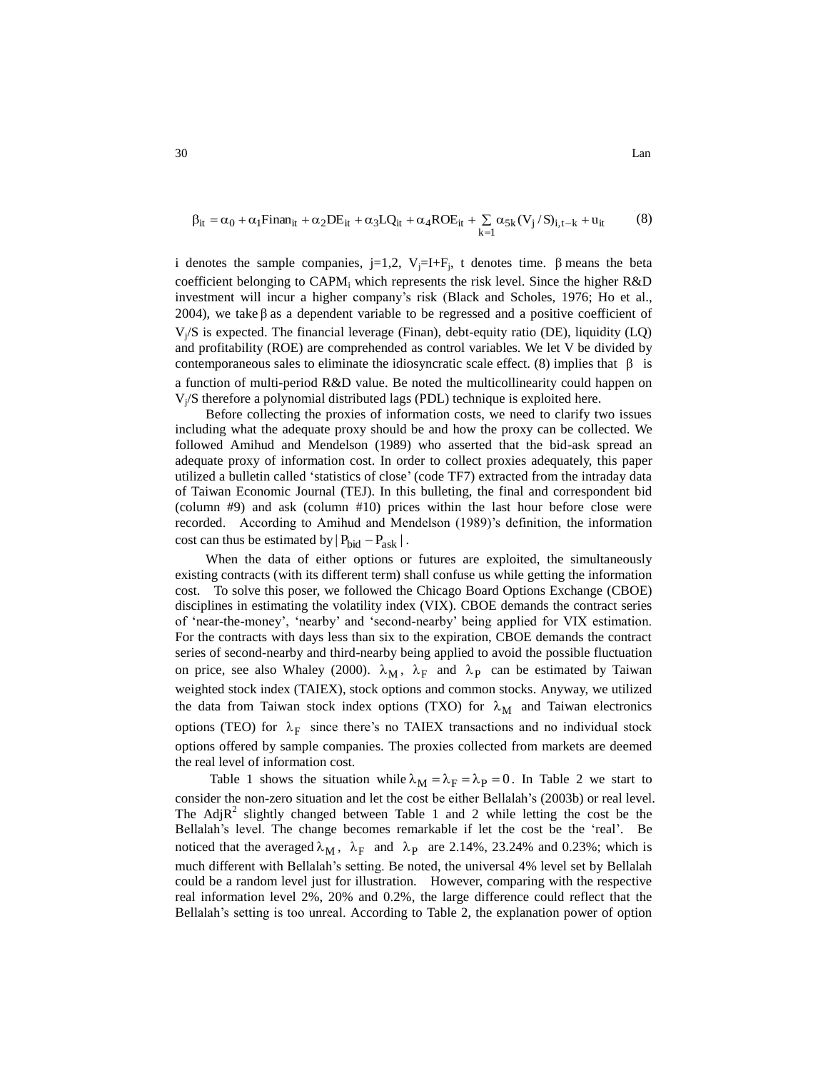$$\beta_{it} = \alpha_0 + \alpha_1 \text{Finan}_{it} + \alpha_2 \text{DE}_{it} + \alpha_3 \text{LQ}_{it} + \alpha_4 \text{ROE}_{it} + \sum_{k=1} \alpha_{5k} (V_j / S)_{i,t-k} + u_{it} \qquad (8)$$

i denotes the sample companies, j=1,2, $V_j$=I+$F_j$, t denotes time. $\beta$ means the beta coefficient belonging to $\text{CAPM}_i$ which represents the risk level. Since the higher R&D investment will incur a higher company's risk (Black and Scholes, 1976; Ho et al., 2004), we take $\beta$ as a dependent variable to be regressed and a positive coefficient of $V_j$/S is expected. The financial leverage (Finan), debt-equity ratio (DE), liquidity (LQ) and profitability (ROE) are comprehended as control variables. We let V be divided by contemporaneous sales to eliminate the idiosyncratic scale effect. (8) implies that $\beta$ is a function of multi-period R&D value. Be noted the multicollinearity could happen on $V_j$/S therefore a polynomial distributed lags (PDL) technique is exploited here.

Before collecting the proxies of information costs, we need to clarify two issues including what the adequate proxy should be and how the proxy can be collected. We followed Amihud and Mendelson (1989) who asserted that the bid-ask spread an adequate proxy of information cost. In order to collect proxies adequately, this paper utilized a bulletin called 'statistics of close' (code TF7) extracted from the intraday data of Taiwan Economic Journal (TEJ). In this bulleting, the final and correspondent bid (column #9) and ask (column #10) prices within the last hour before close were recorded. According to Amihud and Mendelson (1989)'s definition, the information cost can thus be estimated by $|P_{bid} - P_{ask}|$.

When the data of either options or futures are exploited, the simultaneously existing contracts (with its different term) shall confuse us while getting the information cost. To solve this poser, we followed the Chicago Board Options Exchange (CBOE) disciplines in estimating the volatility index (VIX). CBOE demands the contract series of 'near-the-money', 'nearby' and 'second-nearby' being applied for VIX estimation. For the contracts with days less than six to the expiration, CBOE demands the contract series of second-nearby and third-nearby being applied to avoid the possible fluctuation on price, see also Whaley (2000). $\lambda_M$, $\lambda_F$ and $\lambda_P$ can be estimated by Taiwan weighted stock index (TAIEX), stock options and common stocks. Anyway, we utilized the data from Taiwan stock index options (TXO) for $\lambda_M$ and Taiwan electronics options (TEO) for $\lambda_F$ since there's no TAIEX transactions and no individual stock options offered by sample companies. The proxies collected from markets are deemed the real level of information cost.

Table 1 shows the situation while $\lambda_M = \lambda_F = \lambda_P = 0$. In Table 2 we start to consider the non-zero situation and let the cost be either Bellalah's (2003b) or real level. The Adj$R^2$ slightly changed between Table 1 and 2 while letting the cost be the Bellalah's level. The change becomes remarkable if let the cost be the 'real'. Be noticed that the averaged $\lambda_M$, $\lambda_F$ and $\lambda_P$ are 2.14%, 23.24% and 0.23%; which is much different with Bellalah's setting. Be noted, the universal 4% level set by Bellalah could be a random level just for illustration. However, comparing with the respective real information level 2%, 20% and 0.2%, the large difference could reflect that the Bellalah's setting is too unreal. According to Table 2, the explanation power of option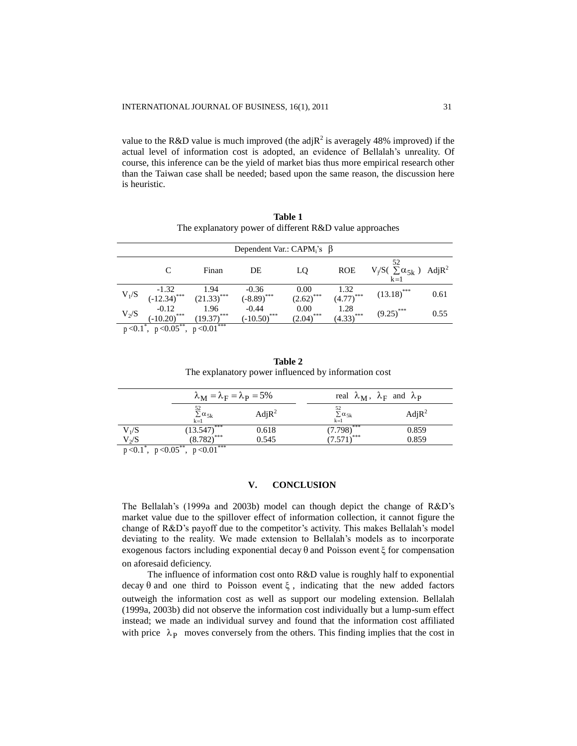value to the R&D value is much improved (the adj$R^2$ is averagely 48% improved) if the actual level of information cost is adopted, an evidence of Bellalah's unreality. Of course, this inference can be the yield of market bias thus more empirical research other than the Taiwan case shall be needed; based upon the same reason, the discussion here is heuristic.

**Table 1**
The explanatory power of different R&D value approaches

| Dependent Var.: $CAPM_i$'s $\beta$ | | | | | | | |
|---|---|---|---|---|---|---|---|
| | C | Finan | DE | LQ | ROE | $V_j/S(\sum_{k=1}^{52}\alpha_{5k})$ | Adj$R^2$ |
| $V_1/S$ | -1.32 $(-12.34)^{***}$ | 1.94 $(21.33)^{***}$ | -0.36 $(-8.89)^{***}$ | 0.00 $(2.62)^{***}$ | 1.32 $(4.77)^{***}$ | $(13.18)^{***}$ | 0.61 |
| $V_2/S$ | -0.12 $(-10.20)^{***}$ | 1.96 $(19.37)^{***}$ | -0.44 $(-10.50)^{***}$ | 0.00 $(2.04)^{***}$ | 1.28 $(4.33)^{***}$ | $(9.25)^{***}$ | 0.55 |

$p<0.1^{*}$, $p<0.05^{**}$, $p<0.01^{***}$

**Table 2**
The explanatory power influenced by information cost

| | $\lambda_M=\lambda_F=\lambda_P=5\%$ | | real $\lambda_M$, $\lambda_F$ and $\lambda_P$ | |
|---|---|---|---|---|
| | $\sum_{k=1}^{52}\alpha_{5k}$ | Adj$R^2$ | $\sum_{k=1}^{52}\alpha_{5k}$ | Adj$R^2$ |
| $V_1/S$ | $(13.547)^{***}$ | 0.618 | $(7.798)^{***}$ | 0.859 |
| $V_2/S$ | $(8.782)^{***}$ | 0.545 | $(7.571)^{***}$ | 0.859 |

$p<0.1^{*}$, $p<0.05^{**}$, $p<0.01^{***}$

## V. CONCLUSION

The Bellalah's (1999a and 2003b) model can though depict the change of R&D's market value due to the spillover effect of information collection, it cannot figure the change of R&D's payoff due to the competitor's activity. This makes Bellalah's model deviating to the reality. We made extension to Bellalah's models as to incorporate exogenous factors including exponential decay $\theta$ and Poisson event $\xi$ for compensation on aforesaid deficiency.

The influence of information cost onto R&D value is roughly half to exponential decay $\theta$ and one third to Poisson event $\xi$, indicating that the new added factors outweigh the information cost as well as support our modeling extension. Bellalah (1999a, 2003b) did not observe the information cost individually but a lump-sum effect instead; we made an individual survey and found that the information cost affiliated with price $\lambda_P$ moves conversely from the others. This finding implies that the cost in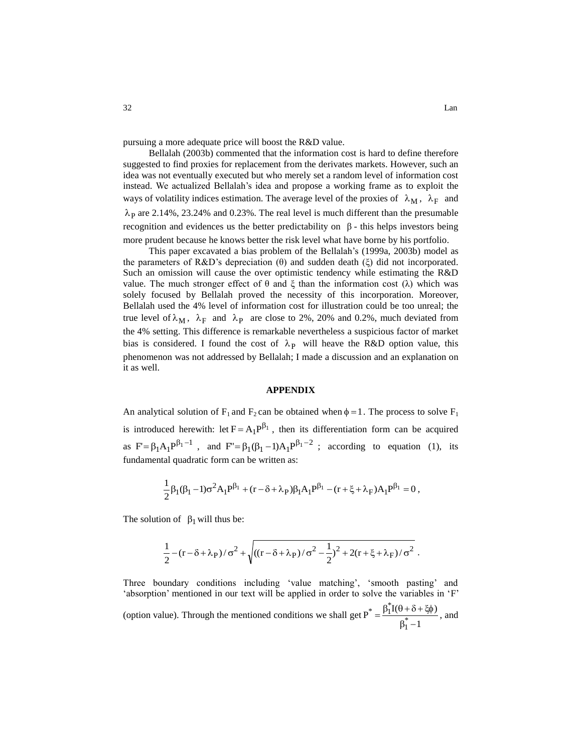pursuing a more adequate price will boost the R&D value.

Bellalah (2003b) commented that the information cost is hard to define therefore suggested to find proxies for replacement from the derivates markets. However, such an idea was not eventually executed but who merely set a random level of information cost instead. We actualized Bellalah's idea and propose a working frame as to exploit the ways of volatility indices estimation. The average level of the proxies of $\lambda_M$, $\lambda_F$ and $\lambda_P$ are 2.14%, 23.24% and 0.23%. The real level is much different than the presumable recognition and evidences us the better predictability on $\beta$ - this helps investors being more prudent because he knows better the risk level what have borne by his portfolio.

This paper excavated a bias problem of the Bellalah's (1999a, 2003b) model as the parameters of R&D's depreciation ($\theta$) and sudden death ($\xi$) did not incorporated. Such an omission will cause the over optimistic tendency while estimating the R&D value. The much stronger effect of $\theta$ and $\xi$ than the information cost ($\lambda$) which was solely focused by Bellalah proved the necessity of this incorporation. Moreover, Bellalah used the 4% level of information cost for illustration could be too unreal; the true level of $\lambda_M$, $\lambda_F$ and $\lambda_P$ are close to 2%, 20% and 0.2%, much deviated from the 4% setting. This difference is remarkable nevertheless a suspicious factor of market bias is considered. I found the cost of $\lambda_P$ will heave the R&D option value, this phenomenon was not addressed by Bellalah; I made a discussion and an explanation on it as well.

## APPENDIX

An analytical solution of $F_1$ and $F_2$ can be obtained when $\phi = 1$. The process to solve $F_1$ is introduced herewith: let $F = A_1 P^{\beta_1}$, then its differentiation form can be acquired as $F' = \beta_1 A_1 P^{\beta_1 - 1}$, and $F'' = \beta_1(\beta_1 - 1)A_1 P^{\beta_1 - 2}$; according to equation (1), its fundamental quadratic form can be written as:

$$\frac{1}{2}\beta_1(\beta_1 - 1)\sigma^2 A_1 P^{\beta_1} + (r - \delta + \lambda_P)\beta_1 A_1 P^{\beta_1} - (r + \xi + \lambda_F)A_1 P^{\beta_1} = 0,$$

The solution of $\beta_1$ will thus be:

$$\frac{1}{2} - (r - \delta + \lambda_P)/\sigma^2 + \sqrt{((r - \delta + \lambda_P)/\sigma^2 - \frac{1}{2})^2 + 2(r + \xi + \lambda_F)/\sigma^2}.$$

Three boundary conditions including 'value matching', 'smooth pasting' and 'absorption' mentioned in our text will be applied in order to solve the variables in 'F' (option value). Through the mentioned conditions we shall get $P^* = \dfrac{\beta_1^* I(\theta + \delta + \xi\phi)}{\beta_1^* - 1}$, and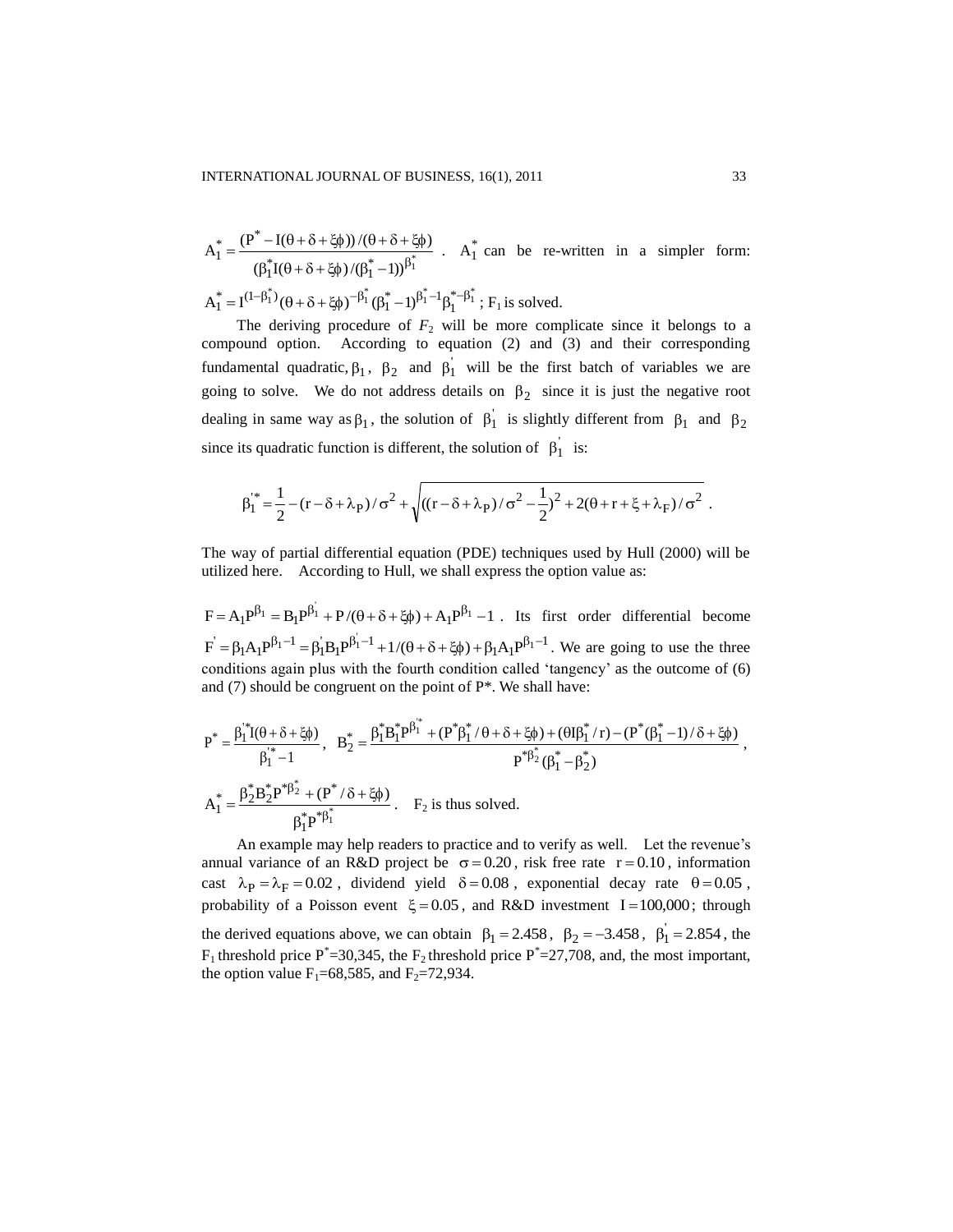$A_1^* = \dfrac{(P^* - I(\theta + \delta + \xi\phi))/(\theta + \delta + \xi\phi)}{(\beta_1^* I(\theta + \delta + \xi\phi)/(\beta_1^* - 1))^{\beta_1^*}}$ . $A_1^*$ can be re-written in a simpler form: $A_1^* = I^{(1-\beta_1^*)}(\theta + \delta + \xi\phi)^{-\beta_1^*}(\beta_1^* - 1)^{\beta_1^* - 1}\beta_1^{*-\beta_1^*}$ ; $F_1$ is solved.

The deriving procedure of $F_2$ will be more complicate since it belongs to a compound option. According to equation (2) and (3) and their corresponding fundamental quadratic, $\beta_1$, $\beta_2$ and $\beta_1^{'}$ will be the first batch of variables we are going to solve. We do not address details on $\beta_2$ since it is just the negative root dealing in same way as $\beta_1$, the solution of $\beta_1^{'}$ is slightly different from $\beta_1$ and $\beta_2$ since its quadratic function is different, the solution of $\beta_1^{'}$ is:

$$\beta_1^{'*} = \frac{1}{2} - (r - \delta + \lambda_P)/\sigma^2 + \sqrt{((r - \delta + \lambda_P)/\sigma^2 - \frac{1}{2})^2 + 2(\theta + r + \xi + \lambda_F)/\sigma^2} \ .$$

The way of partial differential equation (PDE) techniques used by Hull (2000) will be utilized here. According to Hull, we shall express the option value as:

$F = A_1 P^{\beta_1} = B_1 P^{\beta_1^{'}} + P/(\theta + \delta + \xi\phi) + A_1 P^{\beta_1} - 1$ . Its first order differential become $F^{'} = \beta_1 A_1 P^{\beta_1 - 1} = \beta_1^{'} B_1 P^{\beta_1^{'} - 1} + 1/(\theta + \delta + \xi\phi) + \beta_1 A_1 P^{\beta_1 - 1}$. We are going to use the three conditions again plus with the fourth condition called 'tangency' as the outcome of (6) and (7) should be congruent on the point of P*. We shall have:

$$P^* = \frac{\beta_1^{'*} I(\theta + \delta + \xi\phi)}{\beta_1^{'*} - 1}, \quad B_2^* = \frac{\beta_1^* B_1^* P^{\beta_1^{'*}} + (P^* \beta_1^*/\theta + \delta + \xi\phi) + (\theta I \beta_1^*/r) - (P^*(\beta_1^* - 1)/\delta + \xi\phi)}{P^{*\beta_2^*}(\beta_1^* - \beta_2^*)},$$

$$A_1^* = \frac{\beta_2^* B_2^* P^{*\beta_2^*} + (P^*/\delta + \xi\phi)}{\beta_1^* P^{*\beta_1^*}}.$$ $F_2$ is thus solved.

An example may help readers to practice and to verify as well. Let the revenue's annual variance of an R&D project be $\sigma = 0.20$, risk free rate $r = 0.10$, information cast $\lambda_P = \lambda_F = 0.02$, dividend yield $\delta = 0.08$, exponential decay rate $\theta = 0.05$, probability of a Poisson event $\xi = 0.05$, and R&D investment $I = 100{,}000$; through the derived equations above, we can obtain $\beta_1 = 2.458$, $\beta_2 = -3.458$, $\beta_1^{'} = 2.854$, the $F_1$ threshold price $P^*$=30,345, the $F_2$ threshold price $P^*$=27,708, and, the most important, the option value $F_1$=68,585, and $F_2$=72,934.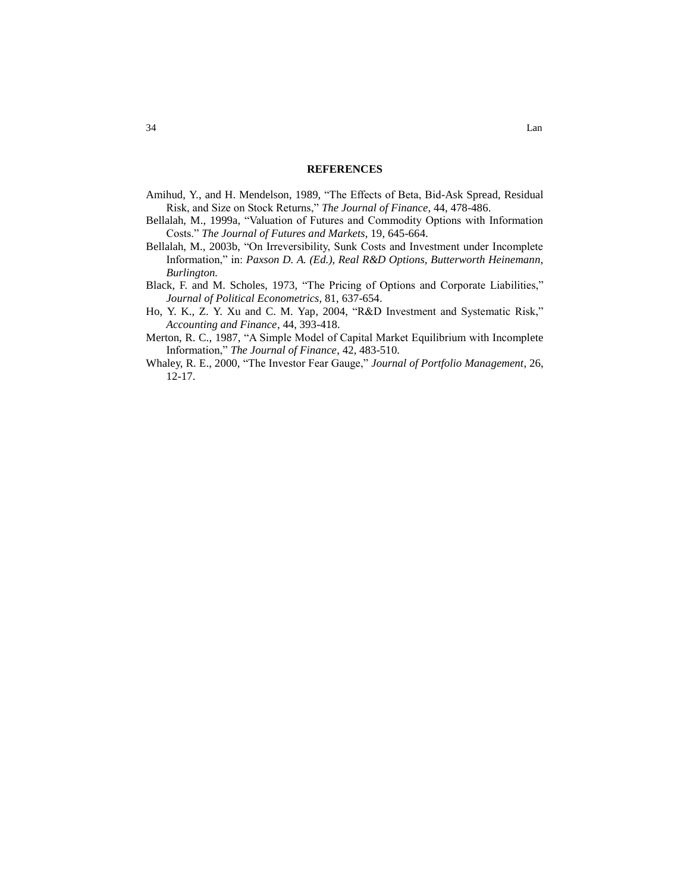## REFERENCES

Amihud, Y., and H. Mendelson, 1989, "The Effects of Beta, Bid-Ask Spread, Residual Risk, and Size on Stock Returns," *The Journal of Finance,* 44, 478-486.

Bellalah, M., 1999a, "Valuation of Futures and Commodity Options with Information Costs." *The Journal of Futures and Markets*, 19, 645-664.

Bellalah, M., 2003b, "On Irreversibility, Sunk Costs and Investment under Incomplete Information," in: *Paxson D. A. (Ed.), Real R&D Options, Butterworth Heinemann, Burlington.*

Black, F. and M. Scholes, 1973, "The Pricing of Options and Corporate Liabilities," *Journal of Political Econometrics,* 81, 637-654.

Ho, Y. K., Z. Y. Xu and C. M. Yap, 2004, "R&D Investment and Systematic Risk," *Accounting and Finance*, 44, 393-418.

Merton, R. C., 1987, "A Simple Model of Capital Market Equilibrium with Incomplete Information," *The Journal of Finance*, 42, 483-510.

Whaley, R. E., 2000, "The Investor Fear Gauge," *Journal of Portfolio Management*, 26, 12-17.